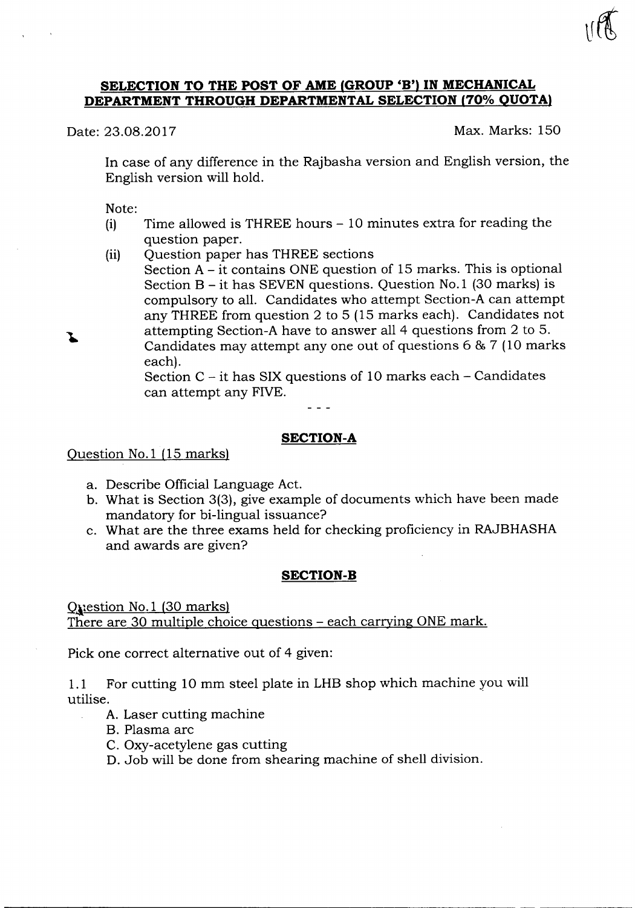## SELECTION TO THE POST OF AME (GROUP 'B') IN MECHANICAL DEPARTMENT THROUGH DEPARTMENTAL SELECTION (70% QUOTA)

Date: 23.08.2017 Max. Marks: 150

In case of any difference in the Rajbasha version and English version, the English version will hold.

Note:

(i) Time allowed is THREE hours – 10 minutes extra for reading the question paper.

(ii) Question paper has THREE sections
Section A – it contains ONE question of 15 marks. This is optional
Section B – it has SEVEN questions. Question No.1 (30 marks) is compulsory to all. Candidates who attempt Section-A can attempt any THREE from question 2 to 5 (15 marks each). Candidates not attempting Section-A have to answer all 4 questions from 2 to 5. Candidates may attempt any one out of questions 6 & 7 (10 marks each).
Section C – it has SIX questions of 10 marks each – Candidates can attempt any FIVE.

- - -

### SECTION-A

Question No.1 (15 marks)

a. Describe Official Language Act.
b. What is Section 3(3), give example of documents which have been made mandatory for bi-lingual issuance?
c. What are the three exams held for checking proficiency in RAJBHASHA and awards are given?

### SECTION-B

Question No.1 (30 marks)
There are 30 multiple choice questions – each carrying ONE mark.

Pick one correct alternative out of 4 given:

1.1 For cutting 10 mm steel plate in LHB shop which machine you will utilise.

A. Laser cutting machine
B. Plasma arc
C. Oxy-acetylene gas cutting
D. Job will be done from shearing machine of shell division.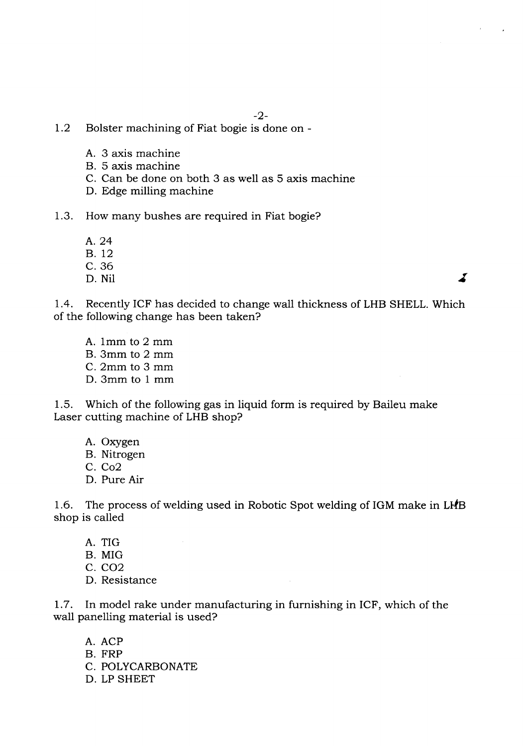1.2 Bolster machining of Fiat bogie is done on -

A. 3 axis machine
B. 5 axis machine
C. Can be done on both 3 as well as 5 axis machine
D. Edge milling machine

1.3. How many bushes are required in Fiat bogie?

A. 24
B. 12
C. 36
D. Nil

1.4. Recently ICF has decided to change wall thickness of LHB SHELL. Which of the following change has been taken?

A. 1mm to 2 mm
B. 3mm to 2 mm
C. 2mm to 3 mm
D. 3mm to 1 mm

1.5. Which of the following gas in liquid form is required by Baileu make Laser cutting machine of LHB shop?

A. Oxygen
B. Nitrogen
C. Co2
D. Pure Air

1.6. The process of welding used in Robotic Spot welding of IGM make in LHB shop is called

A. TIG
B. MIG
C. CO2
D. Resistance

1.7. In model rake under manufacturing in furnishing in ICF, which of the wall panelling material is used?

A. ACP
B. FRP
C. POLYCARBONATE
D. LP SHEET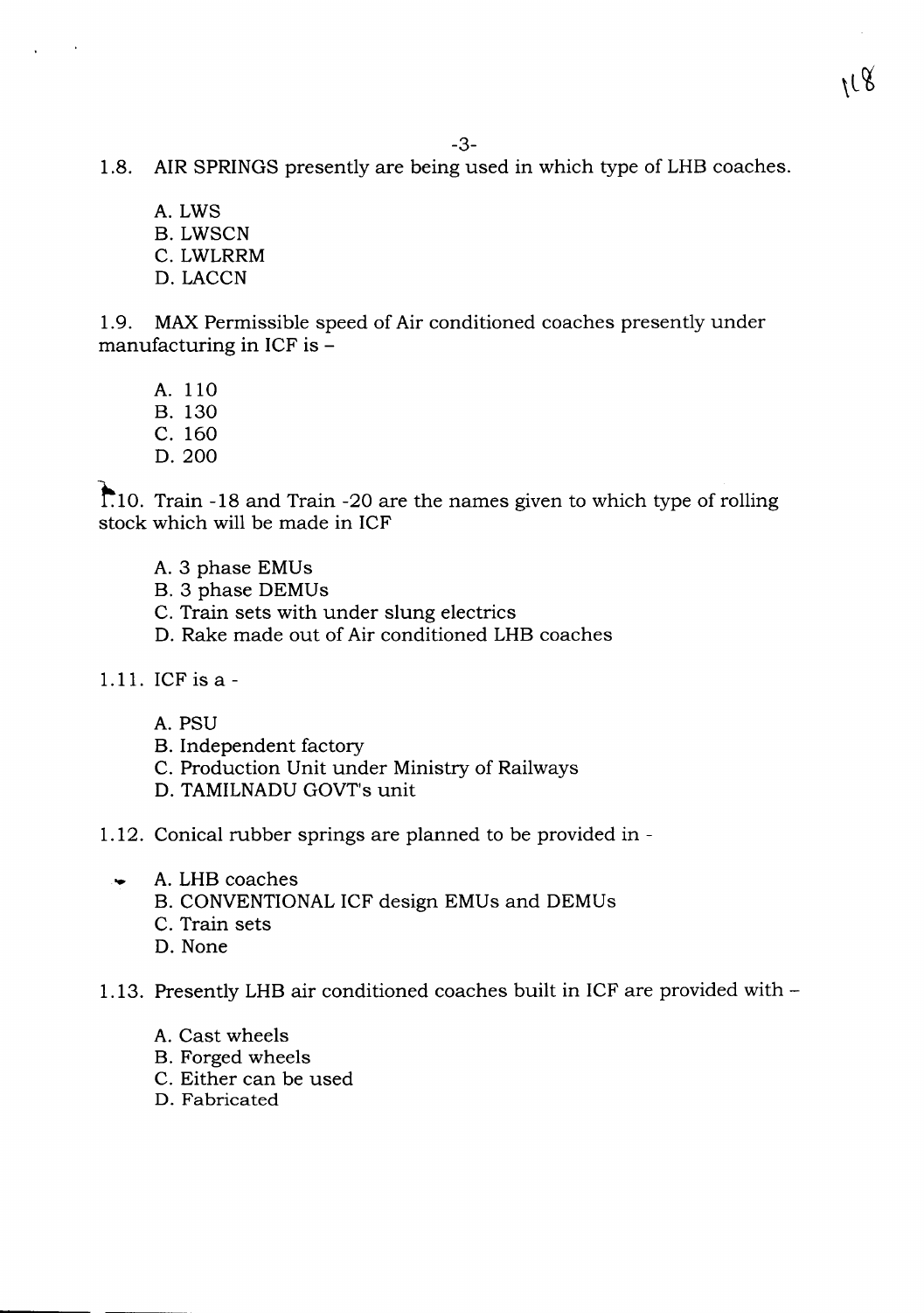1.8. AIR SPRINGS presently are being used in which type of LHB coaches.

A. LWS
B. LWSCN
C. LWLRRM
D. LACCN

1.9. MAX Permissible speed of Air conditioned coaches presently under manufacturing in ICF is –

A. 110
B. 130
C. 160
D. 200

1.10. Train -18 and Train -20 are the names given to which type of rolling stock which will be made in ICF

A. 3 phase EMUs
B. 3 phase DEMUs
C. Train sets with under slung electrics
D. Rake made out of Air conditioned LHB coaches

1.11. ICF is a -

A. PSU
B. Independent factory
C. Production Unit under Ministry of Railways
D. TAMILNADU GOVT's unit

1.12. Conical rubber springs are planned to be provided in -

A. LHB coaches
B. CONVENTIONAL ICF design EMUs and DEMUs
C. Train sets
D. None

1.13. Presently LHB air conditioned coaches built in ICF are provided with –

A. Cast wheels
B. Forged wheels
C. Either can be used
D. Fabricated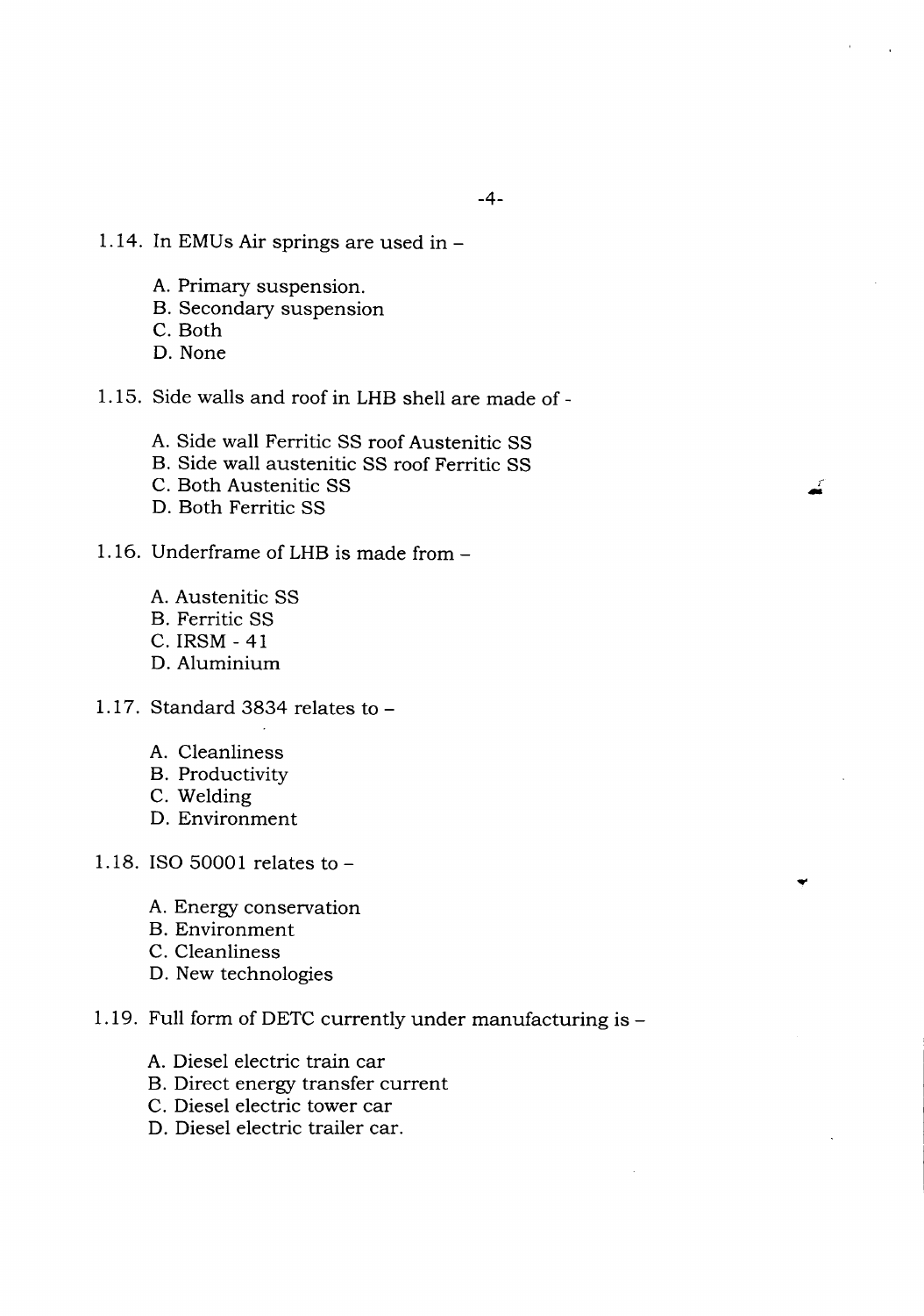1.14. In EMUs Air springs are used in –

A. Primary suspension.
B. Secondary suspension
C. Both
D. None

1.15. Side walls and roof in LHB shell are made of -

A. Side wall Ferritic SS roof Austenitic SS
B. Side wall austenitic SS roof Ferritic SS
C. Both Austenitic SS
D. Both Ferritic SS

1.16. Underframe of LHB is made from –

A. Austenitic SS
B. Ferritic SS
C. IRSM - 41
D. Aluminium

1.17. Standard 3834 relates to –

A. Cleanliness
B. Productivity
C. Welding
D. Environment

1.18. ISO 50001 relates to –

A. Energy conservation
B. Environment
C. Cleanliness
D. New technologies

1.19. Full form of DETC currently under manufacturing is –

A. Diesel electric train car
B. Direct energy transfer current
C. Diesel electric tower car
D. Diesel electric trailer car.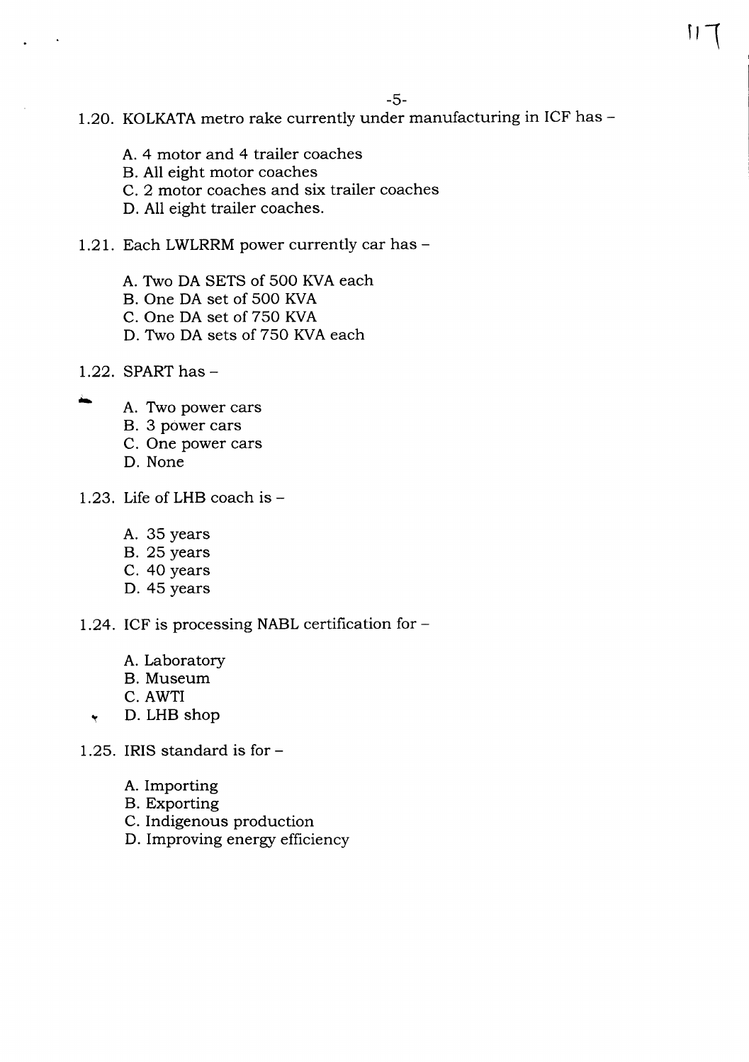1.20. KOLKATA metro rake currently under manufacturing in ICF has –

A. 4 motor and 4 trailer coaches
B. All eight motor coaches
C. 2 motor coaches and six trailer coaches
D. All eight trailer coaches.

1.21. Each LWLRRM power currently car has –

A. Two DA SETS of 500 KVA each
B. One DA set of 500 KVA
C. One DA set of 750 KVA
D. Two DA sets of 750 KVA each

1.22. SPART has –

A. Two power cars
B. 3 power cars
C. One power cars
D. None

1.23. Life of LHB coach is –

A. 35 years
B. 25 years
C. 40 years
D. 45 years

1.24. ICF is processing NABL certification for –

A. Laboratory
B. Museum
C. AWTI
D. LHB shop

1.25. IRIS standard is for –

A. Importing
B. Exporting
C. Indigenous production
D. Improving energy efficiency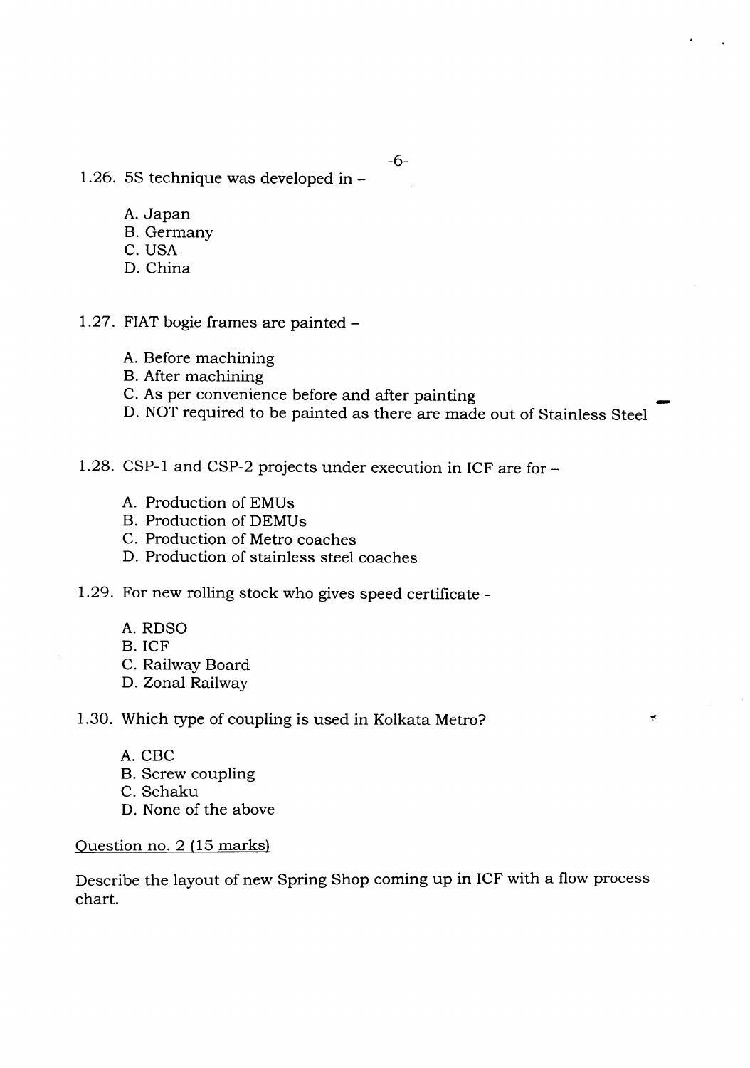1.26. 5S technique was developed in –

A. Japan
B. Germany
C. USA
D. China

1.27. FIAT bogie frames are painted –

A. Before machining
B. After machining
C. As per convenience before and after painting
D. NOT required to be painted as there are made out of Stainless Steel

1.28. CSP-1 and CSP-2 projects under execution in ICF are for –

A. Production of EMUs
B. Production of DEMUs
C. Production of Metro coaches
D. Production of stainless steel coaches

1.29. For new rolling stock who gives speed certificate -

A. RDSO
B. ICF
C. Railway Board
D. Zonal Railway

1.30. Which type of coupling is used in Kolkata Metro?

A. CBC
B. Screw coupling
C. Schaku
D. None of the above

Question no. 2 (15 marks)

Describe the layout of new Spring Shop coming up in ICF with a flow process chart.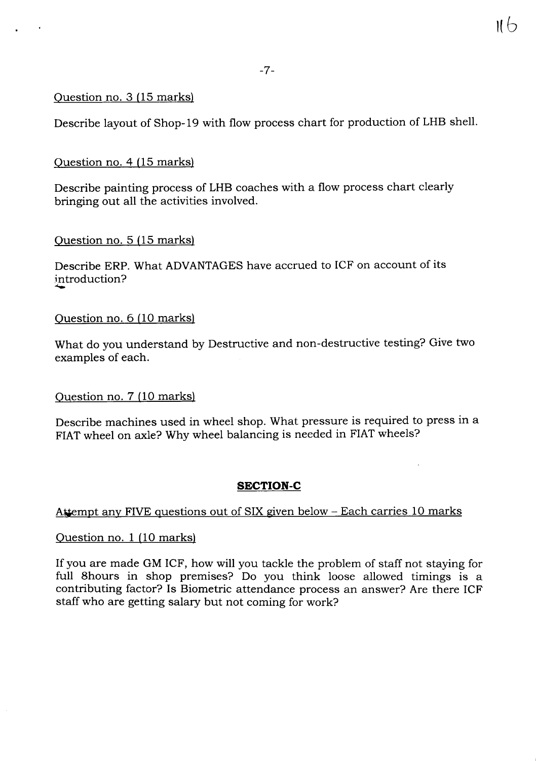Question no. 3 (15 marks)

Describe layout of Shop-19 with flow process chart for production of LHB shell.

Question no. 4 (15 marks)

Describe painting process of LHB coaches with a flow process chart clearly bringing out all the activities involved.

Question no. 5 (15 marks)

Describe ERP. What ADVANTAGES have accrued to ICF on account of its introduction?

Question no. 6 (10 marks)

What do you understand by Destructive and non-destructive testing? Give two examples of each.

Question no. 7 (10 marks)

Describe machines used in wheel shop. What pressure is required to press in a FIAT wheel on axle? Why wheel balancing is needed in FIAT wheels?

## SECTION-C

Attempt any FIVE questions out of SIX given below – Each carries 10 marks

Question no. 1 (10 marks)

If you are made GM ICF, how will you tackle the problem of staff not staying for full 8hours in shop premises? Do you think loose allowed timings is a contributing factor? Is Biometric attendance process an answer? Are there ICF staff who are getting salary but not coming for work?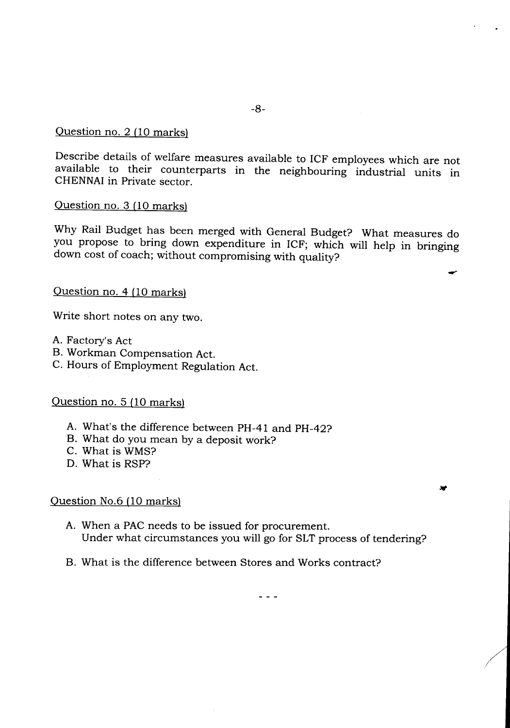Question no. 2 (10 marks)

Describe details of welfare measures available to ICF employees which are not available to their counterparts in the neighbouring industrial units in CHENNAI in Private sector.

Question no. 3 (10 marks)

Why Rail Budget has been merged with General Budget? What measures do you propose to bring down expenditure in ICF; which will help in bringing down cost of coach; without compromising with quality?

Question no. 4 (10 marks)

Write short notes on any two.

A. Factory's Act
B. Workman Compensation Act.
C. Hours of Employment Regulation Act.

Question no. 5 (10 marks)

A. What's the difference between PH-41 and PH-42?
B. What do you mean by a deposit work?
C. What is WMS?
D. What is RSP?

Question No.6 (10 marks)

A. When a PAC needs to be issued for procurement.
   Under what circumstances you will go for SLT process of tendering?

B. What is the difference between Stores and Works contract?

- - -